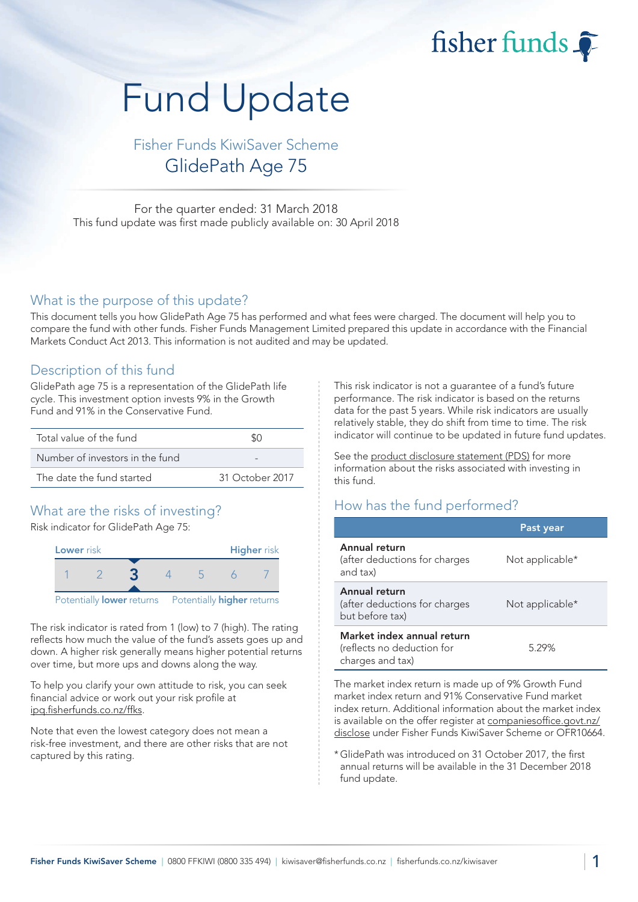fisher funds

# Fund Update

## Fisher Funds KiwiSaver Scheme
## GlidePath Age 75

For the quarter ended: 31 March 2018
This fund update was first made publicly available on: 30 April 2018

## What is the purpose of this update?

This document tells you how GlidePath Age 75 has performed and what fees were charged. The document will help you to compare the fund with other funds. Fisher Funds Management Limited prepared this update in accordance with the Financial Markets Conduct Act 2013. This information is not audited and may be updated.

## Description of this fund

GlidePath age 75 is a representation of the GlidePath life cycle. This investment option invests 9% in the Growth Fund and 91% in the Conservative Fund.

| | |
|---|---|
| Total value of the fund | $0 |
| Number of investors in the fund | - |
| The date the fund started | 31 October 2017 |

## What are the risks of investing?

Risk indicator for GlidePath Age 75:

Lower risk — Higher risk

1 2 **3** 4 5 6 7

Potentially **lower** returns — Potentially **higher** returns

The risk indicator is rated from 1 (low) to 7 (high). The rating reflects how much the value of the fund's assets goes up and down. A higher risk generally means higher potential returns over time, but more ups and downs along the way.

To help you clarify your own attitude to risk, you can seek financial advice or work out your risk profile at ipq.fisherfunds.co.nz/ffks.

Note that even the lowest category does not mean a risk-free investment, and there are other risks that are not captured by this rating.

This risk indicator is not a guarantee of a fund's future performance. The risk indicator is based on the returns data for the past 5 years. While risk indicators are usually relatively stable, they do shift from time to time. The risk indicator will continue to be updated in future fund updates.

See the product disclosure statement (PDS) for more information about the risks associated with investing in this fund.

## How has the fund performed?

| | Past year |
|---|---|
| **Annual return** (after deductions for charges and tax) | Not applicable* |
| **Annual return** (after deductions for charges but before tax) | Not applicable* |
| **Market index annual return** (reflects no deduction for charges and tax) | 5.29% |

The market index return is made up of 9% Growth Fund market index return and 91% Conservative Fund market index return. Additional information about the market index is available on the offer register at companiesoffice.govt.nz/disclose under Fisher Funds KiwiSaver Scheme or OFR10664.

* GlidePath was introduced on 31 October 2017, the first annual returns will be available in the 31 December 2018 fund update.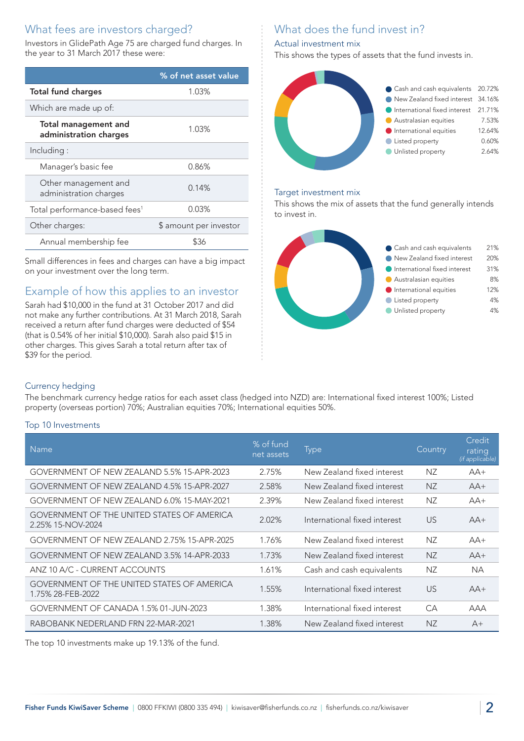## What fees are investors charged?

Investors in GlidePath Age 75 are charged fund charges. In the year to 31 March 2017 these were:

| | % of net asset value |
|---|---|
| **Total fund charges** | 1.03% |
| Which are made up of: | |
| **Total management and administration charges** | 1.03% |
| Including : | |
| Manager's basic fee | 0.86% |
| Other management and administration charges | 0.14% |
| Total performance-based fees[1] | 0.03% |
| Other charges: | $ amount per investor |
| Annual membership fee | $36 |

Small differences in fees and charges can have a big impact on your investment over the long term.

## Example of how this applies to an investor

Sarah had $10,000 in the fund at 31 October 2017 and did not make any further contributions. At 31 March 2018, Sarah received a return after fund charges were deducted of $54 (that is 0.54% of her initial $10,000). Sarah also paid $15 in other charges. This gives Sarah a total return after tax of $39 for the period.

## What does the fund invest in?

### Actual investment mix

This shows the types of assets that the fund invests in.

Cash and cash equivalents 20.72%
New Zealand fixed interest 34.16%
International fixed interest 21.71%
Australasian equities 7.53%
International equities 12.64%
Listed property 0.60%
Unlisted property 2.64%

### Target investment mix

This shows the mix of assets that the fund generally intends to invest in.

Cash and cash equivalents 21%
New Zealand fixed interest 20%
International fixed interest 31%
Australasian equities 8%
International equities 12%
Listed property 4%
Unlisted property 4%

### Currency hedging

The benchmark currency hedge ratios for each asset class (hedged into NZD) are: International fixed interest 100%; Listed property (overseas portion) 70%; Australian equities 70%; International equities 50%.

### Top 10 Investments

| Name | % of fund net assets | Type | Country | Credit rating *(if applicable)* |
|---|---|---|---|---|
| GOVERNMENT OF NEW ZEALAND 5.5% 15-APR-2023 | 2.75% | New Zealand fixed interest | NZ | AA+ |
| GOVERNMENT OF NEW ZEALAND 4.5% 15-APR-2027 | 2.58% | New Zealand fixed interest | NZ | AA+ |
| GOVERNMENT OF NEW ZEALAND 6.0% 15-MAY-2021 | 2.39% | New Zealand fixed interest | NZ | AA+ |
| GOVERNMENT OF THE UNITED STATES OF AMERICA 2.25% 15-NOV-2024 | 2.02% | International fixed interest | US | AA+ |
| GOVERNMENT OF NEW ZEALAND 2.75% 15-APR-2025 | 1.76% | New Zealand fixed interest | NZ | AA+ |
| GOVERNMENT OF NEW ZEALAND 3.5% 14-APR-2033 | 1.73% | New Zealand fixed interest | NZ | AA+ |
| ANZ 10 A/C - CURRENT ACCOUNTS | 1.61% | Cash and cash equivalents | NZ | NA |
| GOVERNMENT OF THE UNITED STATES OF AMERICA 1.75% 28-FEB-2022 | 1.55% | International fixed interest | US | AA+ |
| GOVERNMENT OF CANADA 1.5% 01-JUN-2023 | 1.38% | International fixed interest | CA | AAA |
| RABOBANK NEDERLAND FRN 22-MAR-2021 | 1.38% | New Zealand fixed interest | NZ | A+ |

The top 10 investments make up 19.13% of the fund.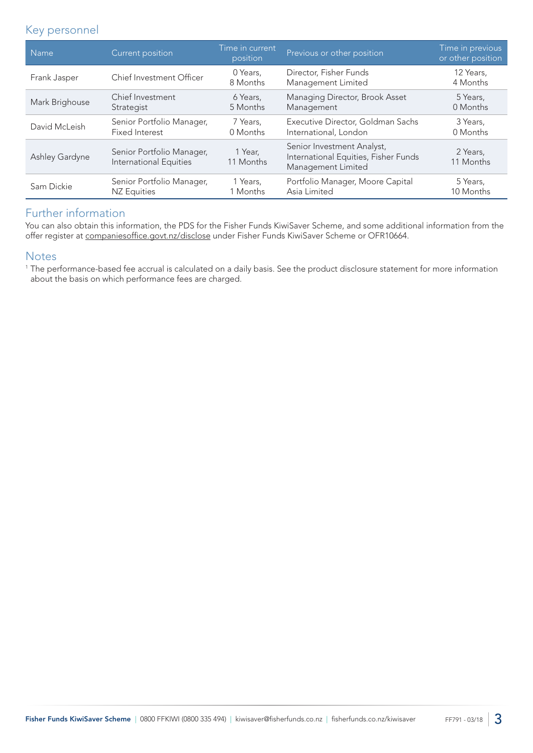## Key personnel

| Name | Current position | Time in current position | Previous or other position | Time in previous or other position |
|---|---|---|---|---|
| Frank Jasper | Chief Investment Officer | 0 Years, 8 Months | Director, Fisher Funds Management Limited | 12 Years, 4 Months |
| Mark Brighouse | Chief Investment Strategist | 6 Years, 5 Months | Managing Director, Brook Asset Management | 5 Years, 0 Months |
| David McLeish | Senior Portfolio Manager, Fixed Interest | 7 Years, 0 Months | Executive Director, Goldman Sachs International, London | 3 Years, 0 Months |
| Ashley Gardyne | Senior Portfolio Manager, International Equities | 1 Year, 11 Months | Senior Investment Analyst, International Equities, Fisher Funds Management Limited | 2 Years, 11 Months |
| Sam Dickie | Senior Portfolio Manager, NZ Equities | 1 Years, 1 Months | Portfolio Manager, Moore Capital Asia Limited | 5 Years, 10 Months |

## Further information

You can also obtain this information, the PDS for the Fisher Funds KiwiSaver Scheme, and some additional information from the offer register at companiesoffice.govt.nz/disclose under Fisher Funds KiwiSaver Scheme or OFR10664.

## Notes

[1] The performance-based fee accrual is calculated on a daily basis. See the product disclosure statement for more information about the basis on which performance fees are charged.